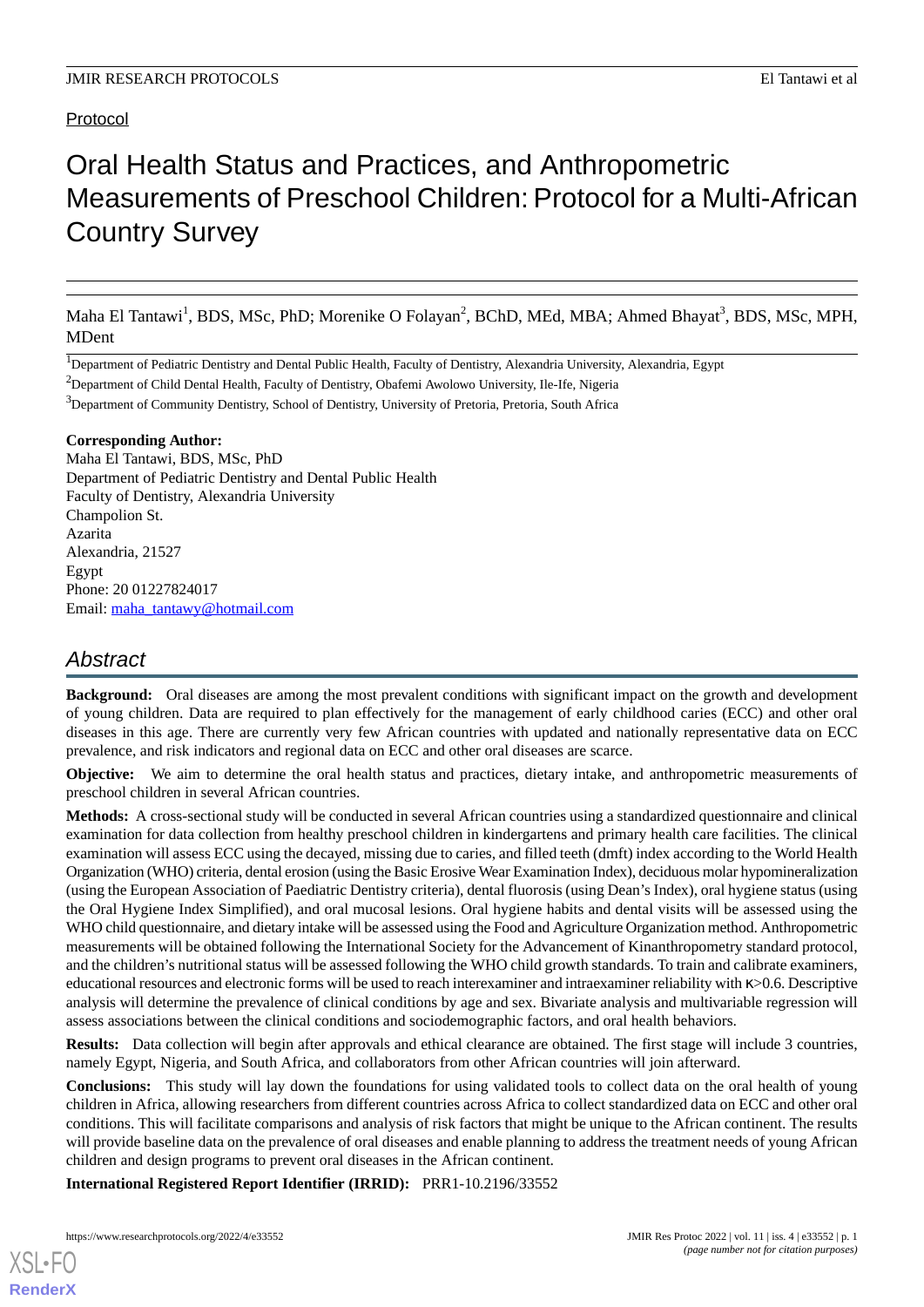Protocol

# Oral Health Status and Practices, and Anthropometric Measurements of Preschool Children: Protocol for a Multi-African Country Survey

Maha El Tantawi[1], BDS, MSc, PhD; Morenike O Folayan[2], BChD, MEd, MBA; Ahmed Bhayat[3], BDS, MSc, MPH, MDent

[1]Department of Pediatric Dentistry and Dental Public Health, Faculty of Dentistry, Alexandria University, Alexandria, Egypt

[2]Department of Child Dental Health, Faculty of Dentistry, Obafemi Awolowo University, Ile-Ife, Nigeria

[3]Department of Community Dentistry, School of Dentistry, University of Pretoria, Pretoria, South Africa

**Corresponding Author:**
Maha El Tantawi, BDS, MSc, PhD
Department of Pediatric Dentistry and Dental Public Health
Faculty of Dentistry, Alexandria University
Champolion St.
Azarita
Alexandria, 21527
Egypt
Phone: 20 01227824017
Email: maha_tantawy@hotmail.com

## Abstract

**Background:** Oral diseases are among the most prevalent conditions with significant impact on the growth and development of young children. Data are required to plan effectively for the management of early childhood caries (ECC) and other oral diseases in this age. There are currently very few African countries with updated and nationally representative data on ECC prevalence, and risk indicators and regional data on ECC and other oral diseases are scarce.

**Objective:** We aim to determine the oral health status and practices, dietary intake, and anthropometric measurements of preschool children in several African countries.

**Methods:** A cross-sectional study will be conducted in several African countries using a standardized questionnaire and clinical examination for data collection from healthy preschool children in kindergartens and primary health care facilities. The clinical examination will assess ECC using the decayed, missing due to caries, and filled teeth (dmft) index according to the World Health Organization (WHO) criteria, dental erosion (using the Basic Erosive Wear Examination Index), deciduous molar hypomineralization (using the European Association of Paediatric Dentistry criteria), dental fluorosis (using Dean's Index), oral hygiene status (using the Oral Hygiene Index Simplified), and oral mucosal lesions. Oral hygiene habits and dental visits will be assessed using the WHO child questionnaire, and dietary intake will be assessed using the Food and Agriculture Organization method. Anthropometric measurements will be obtained following the International Society for the Advancement of Kinanthropometry standard protocol, and the children's nutritional status will be assessed following the WHO child growth standards. To train and calibrate examiners, educational resources and electronic forms will be used to reach interexaminer and intraexaminer reliability with $\kappa>0.6$. Descriptive analysis will determine the prevalence of clinical conditions by age and sex. Bivariate analysis and multivariable regression will assess associations between the clinical conditions and sociodemographic factors, and oral health behaviors.

**Results:** Data collection will begin after approvals and ethical clearance are obtained. The first stage will include 3 countries, namely Egypt, Nigeria, and South Africa, and collaborators from other African countries will join afterward.

**Conclusions:** This study will lay down the foundations for using validated tools to collect data on the oral health of young children in Africa, allowing researchers from different countries across Africa to collect standardized data on ECC and other oral conditions. This will facilitate comparisons and analysis of risk factors that might be unique to the African continent. The results will provide baseline data on the prevalence of oral diseases and enable planning to address the treatment needs of young African children and design programs to prevent oral diseases in the African continent.

**International Registered Report Identifier (IRRID):** PRR1-10.2196/33552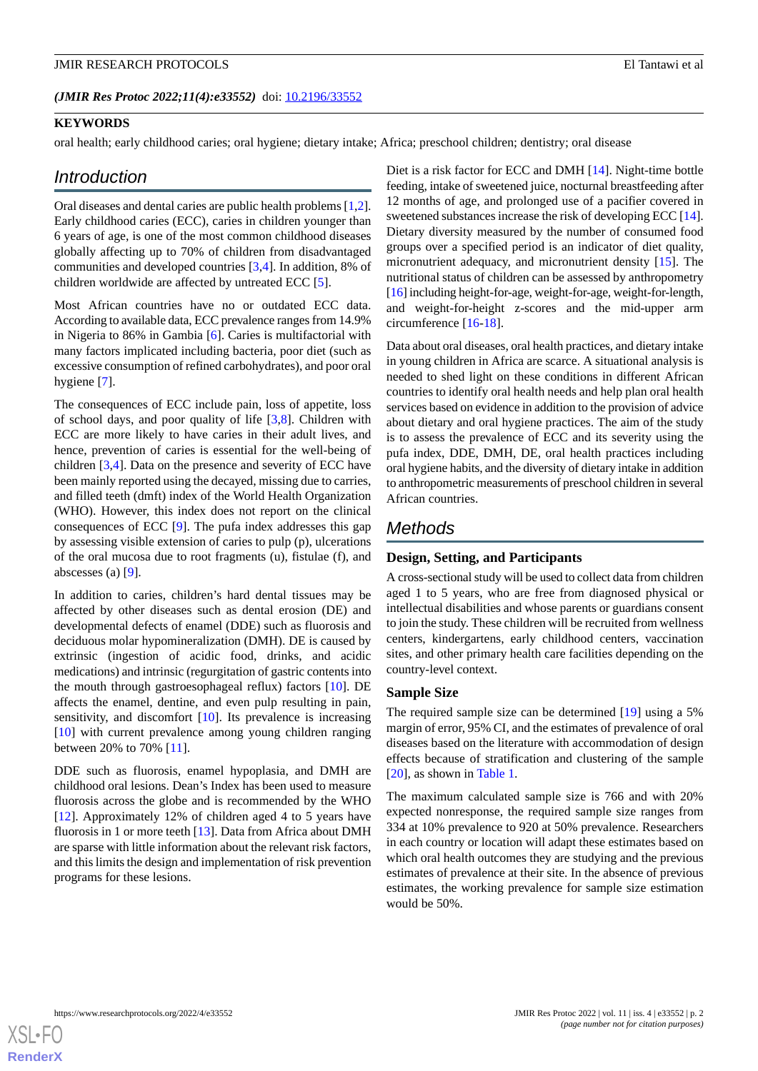(JMIR Res Protoc 2022;11(4):e33552) doi: 10.2196/33552

## KEYWORDS

oral health; early childhood caries; oral hygiene; dietary intake; Africa; preschool children; dentistry; oral disease

## Introduction

Oral diseases and dental caries are public health problems [1,2]. Early childhood caries (ECC), caries in children younger than 6 years of age, is one of the most common childhood diseases globally affecting up to 70% of children from disadvantaged communities and developed countries [3,4]. In addition, 8% of children worldwide are affected by untreated ECC [5].

Most African countries have no or outdated ECC data. According to available data, ECC prevalence ranges from 14.9% in Nigeria to 86% in Gambia [6]. Caries is multifactorial with many factors implicated including bacteria, poor diet (such as excessive consumption of refined carbohydrates), and poor oral hygiene [7].

The consequences of ECC include pain, loss of appetite, loss of school days, and poor quality of life [3,8]. Children with ECC are more likely to have caries in their adult lives, and hence, prevention of caries is essential for the well-being of children [3,4]. Data on the presence and severity of ECC have been mainly reported using the decayed, missing due to carries, and filled teeth (dmft) index of the World Health Organization (WHO). However, this index does not report on the clinical consequences of ECC [9]. The pufa index addresses this gap by assessing visible extension of caries to pulp (p), ulcerations of the oral mucosa due to root fragments (u), fistulae (f), and abscesses (a) [9].

In addition to caries, children's hard dental tissues may be affected by other diseases such as dental erosion (DE) and developmental defects of enamel (DDE) such as fluorosis and deciduous molar hypomineralization (DMH). DE is caused by extrinsic (ingestion of acidic food, drinks, and acidic medications) and intrinsic (regurgitation of gastric contents into the mouth through gastroesophageal reflux) factors [10]. DE affects the enamel, dentine, and even pulp resulting in pain, sensitivity, and discomfort [10]. Its prevalence is increasing [10] with current prevalence among young children ranging between 20% to 70% [11].

DDE such as fluorosis, enamel hypoplasia, and DMH are childhood oral lesions. Dean's Index has been used to measure fluorosis across the globe and is recommended by the WHO [12]. Approximately 12% of children aged 4 to 5 years have fluorosis in 1 or more teeth [13]. Data from Africa about DMH are sparse with little information about the relevant risk factors, and this limits the design and implementation of risk prevention programs for these lesions.

Diet is a risk factor for ECC and DMH [14]. Night-time bottle feeding, intake of sweetened juice, nocturnal breastfeeding after 12 months of age, and prolonged use of a pacifier covered in sweetened substances increase the risk of developing ECC [14]. Dietary diversity measured by the number of consumed food groups over a specified period is an indicator of diet quality, micronutrient adequacy, and micronutrient density [15]. The nutritional status of children can be assessed by anthropometry [16] including height-for-age, weight-for-age, weight-for-length, and weight-for-height z-scores and the mid-upper arm circumference [16-18].

Data about oral diseases, oral health practices, and dietary intake in young children in Africa are scarce. A situational analysis is needed to shed light on these conditions in different African countries to identify oral health needs and help plan oral health services based on evidence in addition to the provision of advice about dietary and oral hygiene practices. The aim of the study is to assess the prevalence of ECC and its severity using the pufa index, DDE, DMH, DE, oral health practices including oral hygiene habits, and the diversity of dietary intake in addition to anthropometric measurements of preschool children in several African countries.

## Methods

### Design, Setting, and Participants

A cross-sectional study will be used to collect data from children aged 1 to 5 years, who are free from diagnosed physical or intellectual disabilities and whose parents or guardians consent to join the study. These children will be recruited from wellness centers, kindergartens, early childhood centers, vaccination sites, and other primary health care facilities depending on the country-level context.

### Sample Size

The required sample size can be determined [19] using a 5% margin of error, 95% CI, and the estimates of prevalence of oral diseases based on the literature with accommodation of design effects because of stratification and clustering of the sample [20], as shown in Table 1.

The maximum calculated sample size is 766 and with 20% expected nonresponse, the required sample size ranges from 334 at 10% prevalence to 920 at 50% prevalence. Researchers in each country or location will adapt these estimates based on which oral health outcomes they are studying and the previous estimates of prevalence at their site. In the absence of previous estimates, the working prevalence for sample size estimation would be 50%.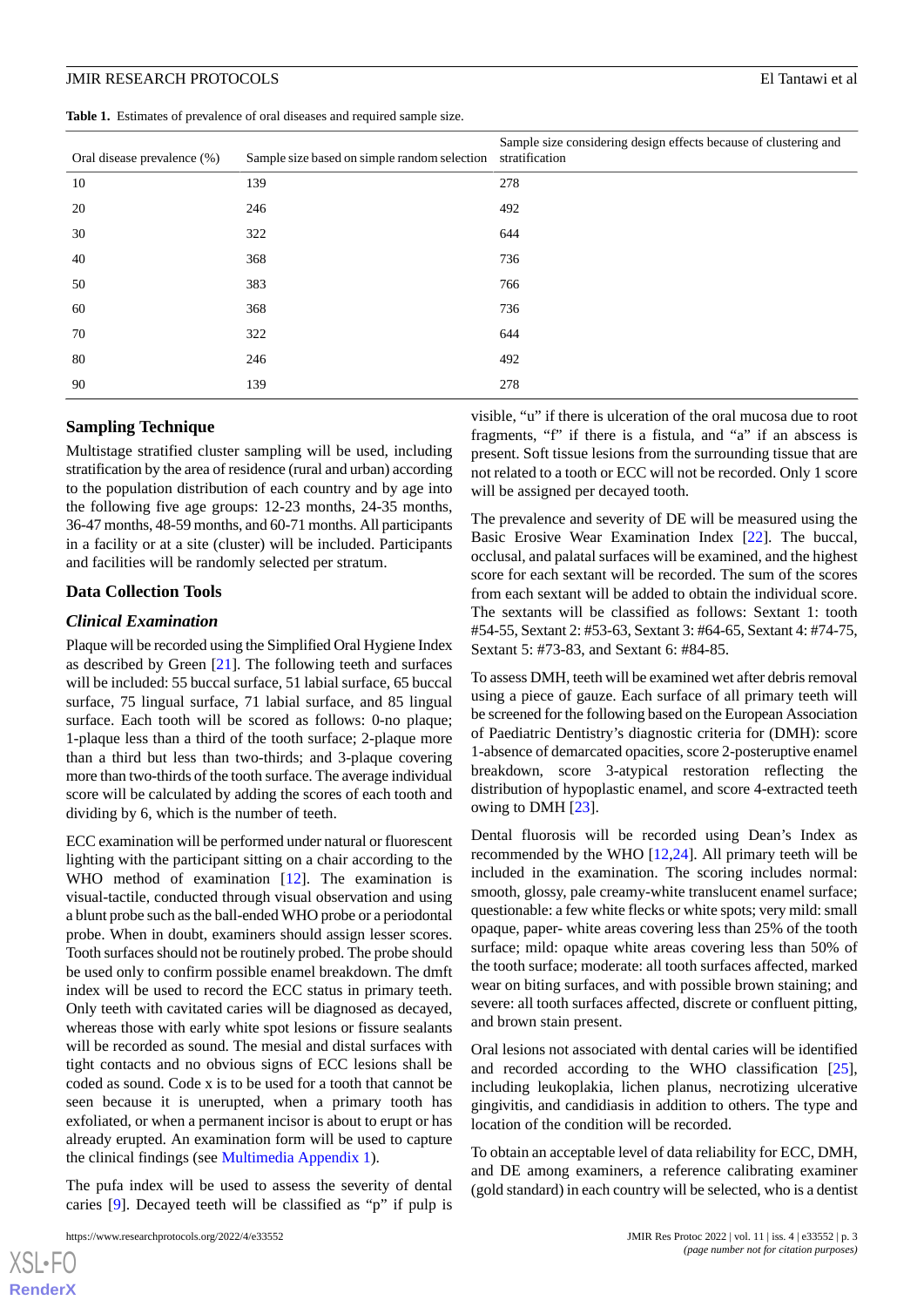**Table 1.** Estimates of prevalence of oral diseases and required sample size.

| Oral disease prevalence (%) | Sample size based on simple random selection | Sample size considering design effects because of clustering and stratification |
|---|---|---|
| 10 | 139 | 278 |
| 20 | 246 | 492 |
| 30 | 322 | 644 |
| 40 | 368 | 736 |
| 50 | 383 | 766 |
| 60 | 368 | 736 |
| 70 | 322 | 644 |
| 80 | 246 | 492 |
| 90 | 139 | 278 |

### Sampling Technique

Multistage stratified cluster sampling will be used, including stratification by the area of residence (rural and urban) according to the population distribution of each country and by age into the following five age groups: 12-23 months, 24-35 months, 36-47 months, 48-59 months, and 60-71 months. All participants in a facility or at a site (cluster) will be included. Participants and facilities will be randomly selected per stratum.

### Data Collection Tools

#### *Clinical Examination*

Plaque will be recorded using the Simplified Oral Hygiene Index as described by Green [21]. The following teeth and surfaces will be included: 55 buccal surface, 51 labial surface, 65 buccal surface, 75 lingual surface, 71 labial surface, and 85 lingual surface. Each tooth will be scored as follows: 0-no plaque; 1-plaque less than a third of the tooth surface; 2-plaque more than a third but less than two-thirds; and 3-plaque covering more than two-thirds of the tooth surface. The average individual score will be calculated by adding the scores of each tooth and dividing by 6, which is the number of teeth.

ECC examination will be performed under natural or fluorescent lighting with the participant sitting on a chair according to the WHO method of examination [12]. The examination is visual-tactile, conducted through visual observation and using a blunt probe such as the ball-ended WHO probe or a periodontal probe. When in doubt, examiners should assign lesser scores. Tooth surfaces should not be routinely probed. The probe should be used only to confirm possible enamel breakdown. The dmft index will be used to record the ECC status in primary teeth. Only teeth with cavitated caries will be diagnosed as decayed, whereas those with early white spot lesions or fissure sealants will be recorded as sound. The mesial and distal surfaces with tight contacts and no obvious signs of ECC lesions shall be coded as sound. Code x is to be used for a tooth that cannot be seen because it is unerupted, when a primary tooth has exfoliated, or when a permanent incisor is about to erupt or has already erupted. An examination form will be used to capture the clinical findings (see Multimedia Appendix 1).

The pufa index will be used to assess the severity of dental caries [9]. Decayed teeth will be classified as "p" if pulp is visible, "u" if there is ulceration of the oral mucosa due to root fragments, "f" if there is a fistula, and "a" if an abscess is present. Soft tissue lesions from the surrounding tissue that are not related to a tooth or ECC will not be recorded. Only 1 score will be assigned per decayed tooth.

The prevalence and severity of DE will be measured using the Basic Erosive Wear Examination Index [22]. The buccal, occlusal, and palatal surfaces will be examined, and the highest score for each sextant will be recorded. The sum of the scores from each sextant will be added to obtain the individual score. The sextants will be classified as follows: Sextant 1: tooth #54-55, Sextant 2: #53-63, Sextant 3: #64-65, Sextant 4: #74-75, Sextant 5: #73-83, and Sextant 6: #84-85.

To assess DMH, teeth will be examined wet after debris removal using a piece of gauze. Each surface of all primary teeth will be screened for the following based on the European Association of Paediatric Dentistry's diagnostic criteria for (DMH): score 1-absence of demarcated opacities, score 2-posteruptive enamel breakdown, score 3-atypical restoration reflecting the distribution of hypoplastic enamel, and score 4-extracted teeth owing to DMH [23].

Dental fluorosis will be recorded using Dean's Index as recommended by the WHO [12,24]. All primary teeth will be included in the examination. The scoring includes normal: smooth, glossy, pale creamy-white translucent enamel surface; questionable: a few white flecks or white spots; very mild: small opaque, paper- white areas covering less than 25% of the tooth surface; mild: opaque white areas covering less than 50% of the tooth surface; moderate: all tooth surfaces affected, marked wear on biting surfaces, and with possible brown staining; and severe: all tooth surfaces affected, discrete or confluent pitting, and brown stain present.

Oral lesions not associated with dental caries will be identified and recorded according to the WHO classification [25], including leukoplakia, lichen planus, necrotizing ulcerative gingivitis, and candidiasis in addition to others. The type and location of the condition will be recorded.

To obtain an acceptable level of data reliability for ECC, DMH, and DE among examiners, a reference calibrating examiner (gold standard) in each country will be selected, who is a dentist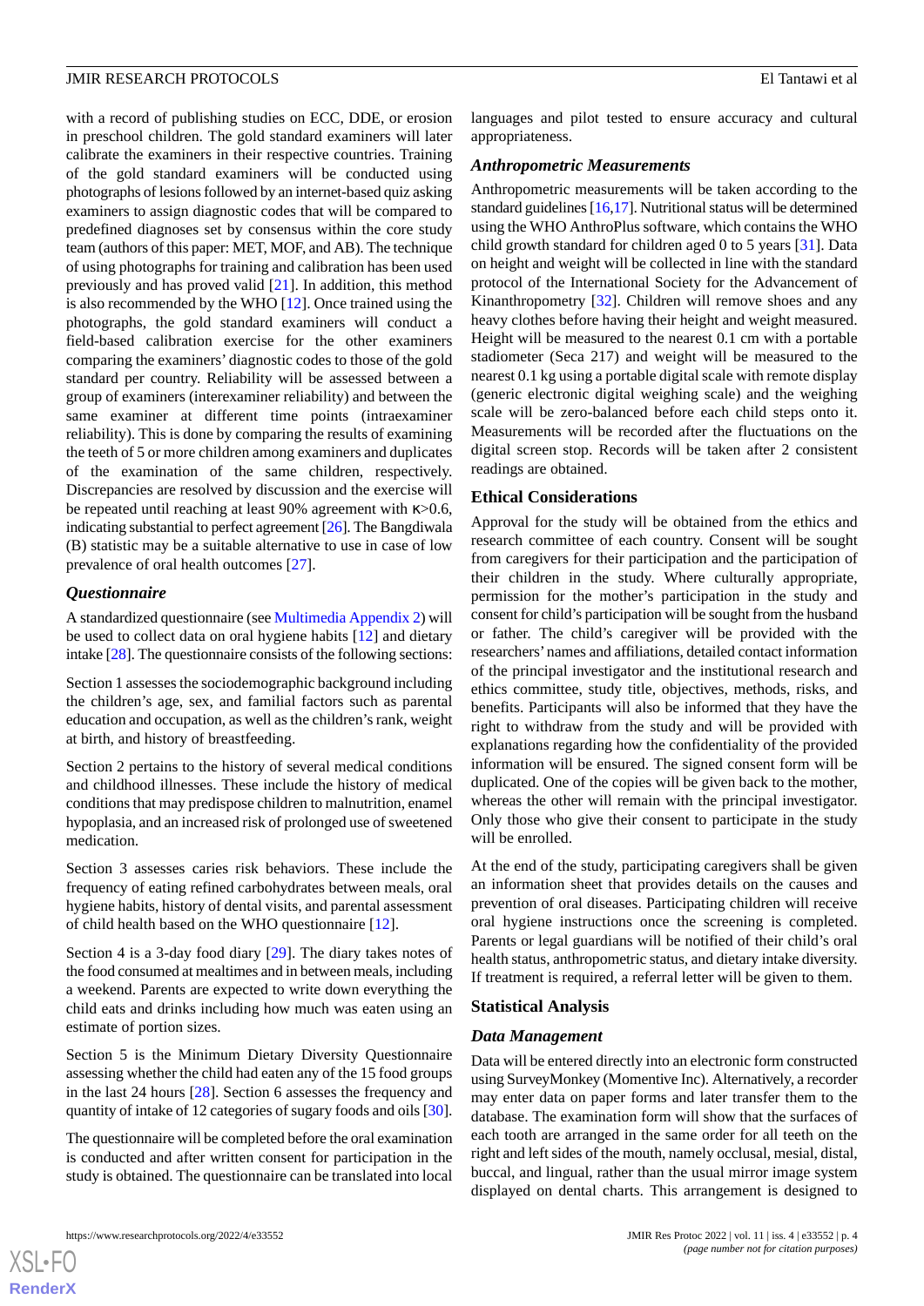with a record of publishing studies on ECC, DDE, or erosion in preschool children. The gold standard examiners will later calibrate the examiners in their respective countries. Training of the gold standard examiners will be conducted using photographs of lesions followed by an internet-based quiz asking examiners to assign diagnostic codes that will be compared to predefined diagnoses set by consensus within the core study team (authors of this paper: MET, MOF, and AB). The technique of using photographs for training and calibration has been used previously and has proved valid [21]. In addition, this method is also recommended by the WHO [12]. Once trained using the photographs, the gold standard examiners will conduct a field-based calibration exercise for the other examiners comparing the examiners' diagnostic codes to those of the gold standard per country. Reliability will be assessed between a group of examiners (interexaminer reliability) and between the same examiner at different time points (intraexaminer reliability). This is done by comparing the results of examining the teeth of 5 or more children among examiners and duplicates of the examination of the same children, respectively. Discrepancies are resolved by discussion and the exercise will be repeated until reaching at least 90% agreement with $\kappa>0.6$, indicating substantial to perfect agreement [26]. The Bangdiwala (B) statistic may be a suitable alternative to use in case of low prevalence of oral health outcomes [27].

### *Questionnaire*

A standardized questionnaire (see Multimedia Appendix 2) will be used to collect data on oral hygiene habits [12] and dietary intake [28]. The questionnaire consists of the following sections:

Section 1 assesses the sociodemographic background including the children's age, sex, and familial factors such as parental education and occupation, as well as the children's rank, weight at birth, and history of breastfeeding.

Section 2 pertains to the history of several medical conditions and childhood illnesses. These include the history of medical conditions that may predispose children to malnutrition, enamel hypoplasia, and an increased risk of prolonged use of sweetened medication.

Section 3 assesses caries risk behaviors. These include the frequency of eating refined carbohydrates between meals, oral hygiene habits, history of dental visits, and parental assessment of child health based on the WHO questionnaire [12].

Section 4 is a 3-day food diary [29]. The diary takes notes of the food consumed at mealtimes and in between meals, including a weekend. Parents are expected to write down everything the child eats and drinks including how much was eaten using an estimate of portion sizes.

Section 5 is the Minimum Dietary Diversity Questionnaire assessing whether the child had eaten any of the 15 food groups in the last 24 hours [28]. Section 6 assesses the frequency and quantity of intake of 12 categories of sugary foods and oils [30].

The questionnaire will be completed before the oral examination is conducted and after written consent for participation in the study is obtained. The questionnaire can be translated into local languages and pilot tested to ensure accuracy and cultural appropriateness.

### *Anthropometric Measurements*

Anthropometric measurements will be taken according to the standard guidelines [16,17]. Nutritional status will be determined using the WHO AnthroPlus software, which contains the WHO child growth standard for children aged 0 to 5 years [31]. Data on height and weight will be collected in line with the standard protocol of the International Society for the Advancement of Kinanthropometry [32]. Children will remove shoes and any heavy clothes before having their height and weight measured. Height will be measured to the nearest 0.1 cm with a portable stadiometer (Seca 217) and weight will be measured to the nearest 0.1 kg using a portable digital scale with remote display (generic electronic digital weighing scale) and the weighing scale will be zero-balanced before each child steps onto it. Measurements will be recorded after the fluctuations on the digital screen stop. Records will be taken after 2 consistent readings are obtained.

## Ethical Considerations

Approval for the study will be obtained from the ethics and research committee of each country. Consent will be sought from caregivers for their participation and the participation of their children in the study. Where culturally appropriate, permission for the mother's participation in the study and consent for child's participation will be sought from the husband or father. The child's caregiver will be provided with the researchers' names and affiliations, detailed contact information of the principal investigator and the institutional research and ethics committee, study title, objectives, methods, risks, and benefits. Participants will also be informed that they have the right to withdraw from the study and will be provided with explanations regarding how the confidentiality of the provided information will be ensured. The signed consent form will be duplicated. One of the copies will be given back to the mother, whereas the other will remain with the principal investigator. Only those who give their consent to participate in the study will be enrolled.

At the end of the study, participating caregivers shall be given an information sheet that provides details on the causes and prevention of oral diseases. Participating children will receive oral hygiene instructions once the screening is completed. Parents or legal guardians will be notified of their child's oral health status, anthropometric status, and dietary intake diversity. If treatment is required, a referral letter will be given to them.

## Statistical Analysis

### *Data Management*

Data will be entered directly into an electronic form constructed using SurveyMonkey (Momentive Inc). Alternatively, a recorder may enter data on paper forms and later transfer them to the database. The examination form will show that the surfaces of each tooth are arranged in the same order for all teeth on the right and left sides of the mouth, namely occlusal, mesial, distal, buccal, and lingual, rather than the usual mirror image system displayed on dental charts. This arrangement is designed to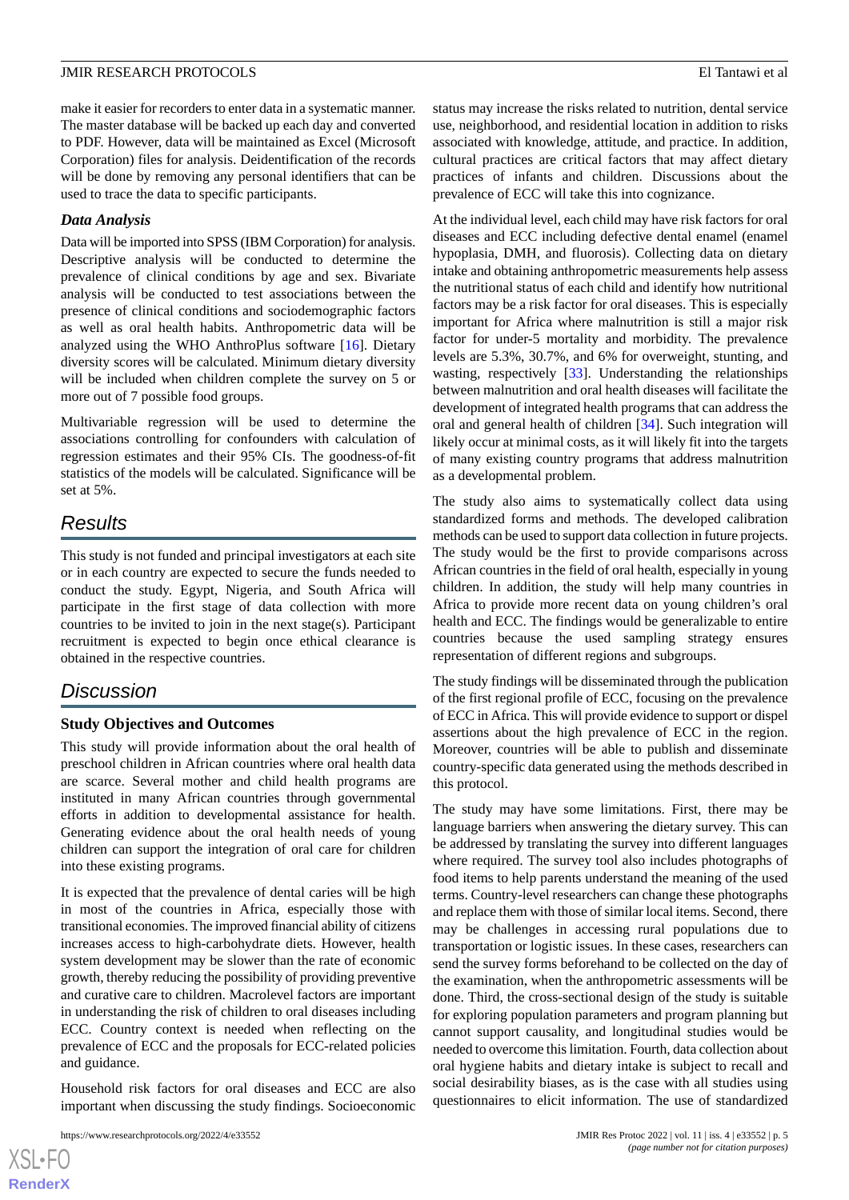make it easier for recorders to enter data in a systematic manner. The master database will be backed up each day and converted to PDF. However, data will be maintained as Excel (Microsoft Corporation) files for analysis. Deidentification of the records will be done by removing any personal identifiers that can be used to trace the data to specific participants.

### *Data Analysis*

Data will be imported into SPSS (IBM Corporation) for analysis. Descriptive analysis will be conducted to determine the prevalence of clinical conditions by age and sex. Bivariate analysis will be conducted to test associations between the presence of clinical conditions and sociodemographic factors as well as oral health habits. Anthropometric data will be analyzed using the WHO AnthroPlus software [16]. Dietary diversity scores will be calculated. Minimum dietary diversity will be included when children complete the survey on 5 or more out of 7 possible food groups.

Multivariable regression will be used to determine the associations controlling for confounders with calculation of regression estimates and their 95% CIs. The goodness-of-fit statistics of the models will be calculated. Significance will be set at 5%.

## Results

This study is not funded and principal investigators at each site or in each country are expected to secure the funds needed to conduct the study. Egypt, Nigeria, and South Africa will participate in the first stage of data collection with more countries to be invited to join in the next stage(s). Participant recruitment is expected to begin once ethical clearance is obtained in the respective countries.

## Discussion

### Study Objectives and Outcomes

This study will provide information about the oral health of preschool children in African countries where oral health data are scarce. Several mother and child health programs are instituted in many African countries through governmental efforts in addition to developmental assistance for health. Generating evidence about the oral health needs of young children can support the integration of oral care for children into these existing programs.

It is expected that the prevalence of dental caries will be high in most of the countries in Africa, especially those with transitional economies. The improved financial ability of citizens increases access to high-carbohydrate diets. However, health system development may be slower than the rate of economic growth, thereby reducing the possibility of providing preventive and curative care to children. Macrolevel factors are important in understanding the risk of children to oral diseases including ECC. Country context is needed when reflecting on the prevalence of ECC and the proposals for ECC-related policies and guidance.

Household risk factors for oral diseases and ECC are also important when discussing the study findings. Socioeconomic status may increase the risks related to nutrition, dental service use, neighborhood, and residential location in addition to risks associated with knowledge, attitude, and practice. In addition, cultural practices are critical factors that may affect dietary practices of infants and children. Discussions about the prevalence of ECC will take this into cognizance.

At the individual level, each child may have risk factors for oral diseases and ECC including defective dental enamel (enamel hypoplasia, DMH, and fluorosis). Collecting data on dietary intake and obtaining anthropometric measurements help assess the nutritional status of each child and identify how nutritional factors may be a risk factor for oral diseases. This is especially important for Africa where malnutrition is still a major risk factor for under-5 mortality and morbidity. The prevalence levels are 5.3%, 30.7%, and 6% for overweight, stunting, and wasting, respectively [33]. Understanding the relationships between malnutrition and oral health diseases will facilitate the development of integrated health programs that can address the oral and general health of children [34]. Such integration will likely occur at minimal costs, as it will likely fit into the targets of many existing country programs that address malnutrition as a developmental problem.

The study also aims to systematically collect data using standardized forms and methods. The developed calibration methods can be used to support data collection in future projects. The study would be the first to provide comparisons across African countries in the field of oral health, especially in young children. In addition, the study will help many countries in Africa to provide more recent data on young children's oral health and ECC. The findings would be generalizable to entire countries because the used sampling strategy ensures representation of different regions and subgroups.

The study findings will be disseminated through the publication of the first regional profile of ECC, focusing on the prevalence of ECC in Africa. This will provide evidence to support or dispel assertions about the high prevalence of ECC in the region. Moreover, countries will be able to publish and disseminate country-specific data generated using the methods described in this protocol.

The study may have some limitations. First, there may be language barriers when answering the dietary survey. This can be addressed by translating the survey into different languages where required. The survey tool also includes photographs of food items to help parents understand the meaning of the used terms. Country-level researchers can change these photographs and replace them with those of similar local items. Second, there may be challenges in accessing rural populations due to transportation or logistic issues. In these cases, researchers can send the survey forms beforehand to be collected on the day of the examination, when the anthropometric assessments will be done. Third, the cross-sectional design of the study is suitable for exploring population parameters and program planning but cannot support causality, and longitudinal studies would be needed to overcome this limitation. Fourth, data collection about oral hygiene habits and dietary intake is subject to recall and social desirability biases, as is the case with all studies using questionnaires to elicit information. The use of standardized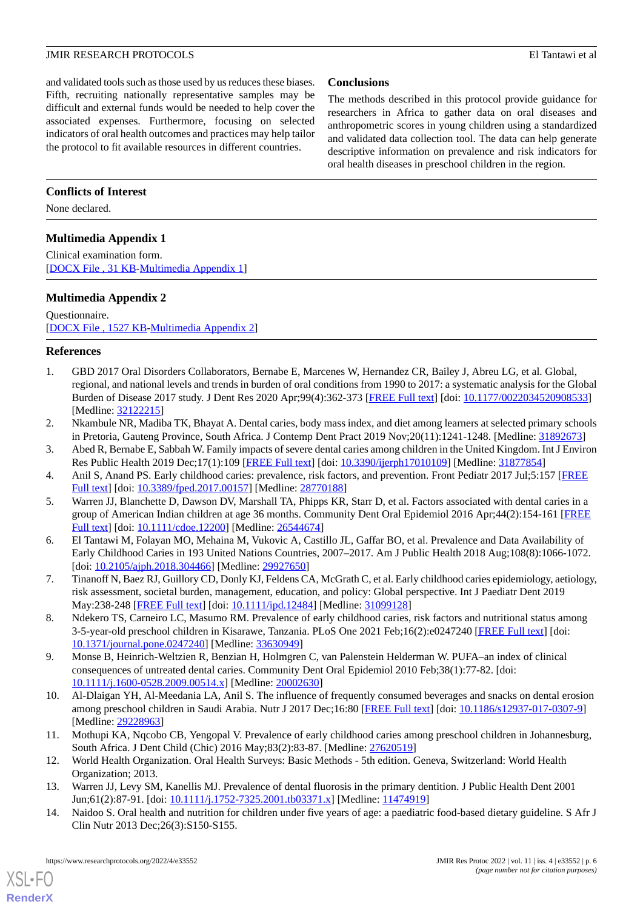and validated tools such as those used by us reduces these biases. Fifth, recruiting nationally representative samples may be difficult and external funds would be needed to help cover the associated expenses. Furthermore, focusing on selected indicators of oral health outcomes and practices may help tailor the protocol to fit available resources in different countries.

## Conclusions

The methods described in this protocol provide guidance for researchers in Africa to gather data on oral diseases and anthropometric scores in young children using a standardized and validated data collection tool. The data can help generate descriptive information on prevalence and risk indicators for oral health diseases in preschool children in the region.

## Conflicts of Interest

None declared.

## Multimedia Appendix 1

Clinical examination form.
[DOCX File , 31 KB-Multimedia Appendix 1]

## Multimedia Appendix 2

Questionnaire.
[DOCX File , 1527 KB-Multimedia Appendix 2]

## References

1. GBD 2017 Oral Disorders Collaborators, Bernabe E, Marcenes W, Hernandez CR, Bailey J, Abreu LG, et al. Global, regional, and national levels and trends in burden of oral conditions from 1990 to 2017: a systematic analysis for the Global Burden of Disease 2017 study. J Dent Res 2020 Apr;99(4):362-373 [FREE Full text] [doi: 10.1177/0022034520908533] [Medline: 32122215]
2. Nkambule NR, Madiba TK, Bhayat A. Dental caries, body mass index, and diet among learners at selected primary schools in Pretoria, Gauteng Province, South Africa. J Contemp Dent Pract 2019 Nov;20(11):1241-1248. [Medline: 31892673]
3. Abed R, Bernabe E, Sabbah W. Family impacts of severe dental caries among children in the United Kingdom. Int J Environ Res Public Health 2019 Dec;17(1):109 [FREE Full text] [doi: 10.3390/ijerph17010109] [Medline: 31877854]
4. Anil S, Anand PS. Early childhood caries: prevalence, risk factors, and prevention. Front Pediatr 2017 Jul;5:157 [FREE Full text] [doi: 10.3389/fped.2017.00157] [Medline: 28770188]
5. Warren JJ, Blanchette D, Dawson DV, Marshall TA, Phipps KR, Starr D, et al. Factors associated with dental caries in a group of American Indian children at age 36 months. Community Dent Oral Epidemiol 2016 Apr;44(2):154-161 [FREE Full text] [doi: 10.1111/cdoe.12200] [Medline: 26544674]
6. El Tantawi M, Folayan MO, Mehaina M, Vukovic A, Castillo JL, Gaffar BO, et al. Prevalence and Data Availability of Early Childhood Caries in 193 United Nations Countries, 2007–2017. Am J Public Health 2018 Aug;108(8):1066-1072. [doi: 10.2105/ajph.2018.304466] [Medline: 29927650]
7. Tinanoff N, Baez RJ, Guillory CD, Donly KJ, Feldens CA, McGrath C, et al. Early childhood caries epidemiology, aetiology, risk assessment, societal burden, management, education, and policy: Global perspective. Int J Paediatr Dent 2019 May:238-248 [FREE Full text] [doi: 10.1111/ipd.12484] [Medline: 31099128]
8. Ndekero TS, Carneiro LC, Masumo RM. Prevalence of early childhood caries, risk factors and nutritional status among 3-5-year-old preschool children in Kisarawe, Tanzania. PLoS One 2021 Feb;16(2):e0247240 [FREE Full text] [doi: 10.1371/journal.pone.0247240] [Medline: 33630949]
9. Monse B, Heinrich-Weltzien R, Benzian H, Holmgren C, van Palenstein Helderman W. PUFA–an index of clinical consequences of untreated dental caries. Community Dent Oral Epidemiol 2010 Feb;38(1):77-82. [doi: 10.1111/j.1600-0528.2009.00514.x] [Medline: 20002630]
10. Al-Dlaigan YH, Al-Meedania LA, Anil S. The influence of frequently consumed beverages and snacks on dental erosion among preschool children in Saudi Arabia. Nutr J 2017 Dec;16:80 [FREE Full text] [doi: 10.1186/s12937-017-0307-9] [Medline: 29228963]
11. Mothupi KA, Nqcobo CB, Yengopal V. Prevalence of early childhood caries among preschool children in Johannesburg, South Africa. J Dent Child (Chic) 2016 May;83(2):83-87. [Medline: 27620519]
12. World Health Organization. Oral Health Surveys: Basic Methods - 5th edition. Geneva, Switzerland: World Health Organization; 2013.
13. Warren JJ, Levy SM, Kanellis MJ. Prevalence of dental fluorosis in the primary dentition. J Public Health Dent 2001 Jun;61(2):87-91. [doi: 10.1111/j.1752-7325.2001.tb03371.x] [Medline: 11474919]
14. Naidoo S. Oral health and nutrition for children under five years of age: a paediatric food-based dietary guideline. S Afr J Clin Nutr 2013 Dec;26(3):S150-S155.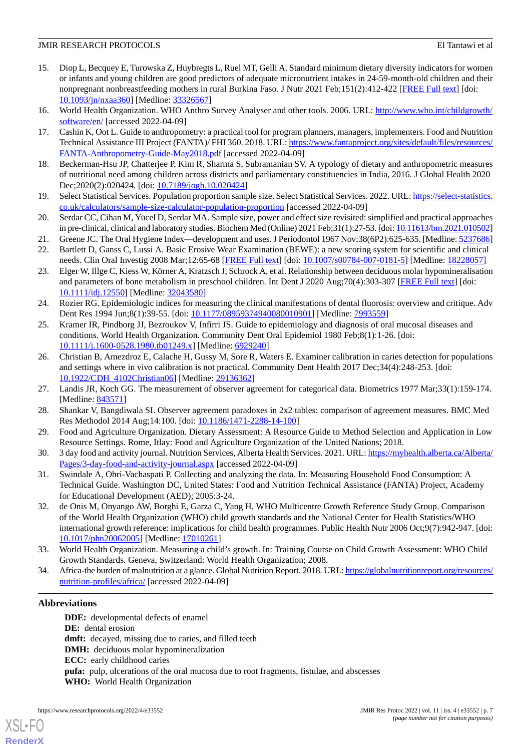15. Diop L, Becquey E, Turowska Z, Huybregts L, Ruel MT, Gelli A. Standard minimum dietary diversity indicators for women or infants and young children are good predictors of adequate micronutrient intakes in 24-59-month-old children and their nonpregnant nonbreastfeeding mothers in rural Burkina Faso. J Nutr 2021 Feb;151(2):412-422 [FREE Full text] [doi: 10.1093/jn/nxaa360] [Medline: 33326567]
16. World Health Organization. WHO Anthro Survey Analyser and other tools. 2006. URL: http://www.who.int/childgrowth/software/en/ [accessed 2022-04-09]
17. Cashin K, Oot L. Guide to anthropometry: a practical tool for program planners, managers, implementers. Food and Nutrition Technical Assistance III Project (FANTA)/ FHI 360. 2018. URL: https://www.fantaproject.org/sites/default/files/resources/FANTA-Anthropometry-Guide-May2018.pdf [accessed 2022-04-09]
18. Beckerman-Hsu JP, Chatterjee P, Kim R, Sharma S, Subramanian SV. A typology of dietary and anthropometric measures of nutritional need among children across districts and parliamentary constituencies in India, 2016. J Global Health 2020 Dec;2020(2):020424. [doi: 10.7189/jogh.10.020424]
19. Select Statistical Services. Population proportion sample size. Select Statistical Services. 2022. URL: https://select-statistics.co.uk/calculators/sample-size-calculator-population-proportion [accessed 2022-04-09]
20. Serdar CC, Cihan M, Yücel D, Serdar MA. Sample size, power and effect size revisited: simplified and practical approaches in pre-clinical, clinical and laboratory studies. Biochem Med (Online) 2021 Feb;31(1):27-53. [doi: 10.11613/bm.2021.010502]
21. Greene JC. The Oral Hygiene Index—development and uses. J Periodontol 1967 Nov;38(6P2):625-635. [Medline: 5237686]
22. Bartlett D, Ganss C, Lussi A. Basic Erosive Wear Examination (BEWE): a new scoring system for scientific and clinical needs. Clin Oral Investig 2008 Mar;12:65-68 [FREE Full text] [doi: 10.1007/s00784-007-0181-5] [Medline: 18228057]
23. Elger W, Illge C, Kiess W, Körner A, Kratzsch J, Schrock A, et al. Relationship between deciduous molar hypomineralisation and parameters of bone metabolism in preschool children. Int Dent J 2020 Aug;70(4):303-307 [FREE Full text] [doi: 10.1111/idj.12550] [Medline: 32043580]
24. Rozier RG. Epidemiologic indices for measuring the clinical manifestations of dental fluorosis: overview and critique. Adv Dent Res 1994 Jun;8(1):39-55. [doi: 10.1177/08959374940080010901] [Medline: 7993559]
25. Kramer IR, Pindborg JJ, Bezroukov V, Infirri JS. Guide to epidemiology and diagnosis of oral mucosal diseases and conditions. World Health Organization. Community Dent Oral Epidemiol 1980 Feb;8(1):1-26. [doi: 10.1111/j.1600-0528.1980.tb01249.x] [Medline: 6929240]
26. Christian B, Amezdroz E, Calache H, Gussy M, Sore R, Waters E. Examiner calibration in caries detection for populations and settings where in vivo calibration is not practical. Community Dent Health 2017 Dec;34(4):248-253. [doi: 10.1922/CDH_4102Christian06] [Medline: 29136362]
27. Landis JR, Koch GG. The measurement of observer agreement for categorical data. Biometrics 1977 Mar;33(1):159-174. [Medline: 843571]
28. Shankar V, Bangdiwala SI. Observer agreement paradoxes in 2x2 tables: comparison of agreement measures. BMC Med Res Methodol 2014 Aug;14:100. [doi: 10.1186/1471-2288-14-100]
29. Food and Agriculture Organization. Dietary Assessment: A Resource Guide to Method Selection and Application in Low Resource Settings. Rome, Itlay: Food and Agriculture Organization of the United Nations; 2018.
30. 3 day food and activity journal. Nutrition Services, Alberta Health Services. 2021. URL: https://myhealth.alberta.ca/Alberta/Pages/3-day-food-and-activity-journal.aspx [accessed 2022-04-09]
31. Swindale A, Ohri-Vachaspati P. Collecting and analyzing the data. In: Measuring Household Food Consumption: A Technical Guide. Washington DC, United States: Food and Nutrition Technical Assistance (FANTA) Project, Academy for Educational Development (AED); 2005:3-24.
32. de Onis M, Onyango AW, Borghi E, Garza C, Yang H, WHO Multicentre Growth Reference Study Group. Comparison of the World Health Organization (WHO) child growth standards and the National Center for Health Statistics/WHO international growth reference: implications for child health programmes. Public Health Nutr 2006 Oct;9(7):942-947. [doi: 10.1017/phn20062005] [Medline: 17010261]
33. World Health Organization. Measuring a child's growth. In: Training Course on Child Growth Assessment: WHO Child Growth Standards. Geneva, Switzerland: World Health Organization; 2008.
34. Africa-the burden of malnutrition at a glance. Global Nutrition Report. 2018. URL: https://globalnutritionreport.org/resources/nutrition-profiles/africa/ [accessed 2022-04-09]

## Abbreviations

**DDE:** developmental defects of enamel
**DE:** dental erosion
**dmft:** decayed, missing due to caries, and filled teeth
**DMH:** deciduous molar hypomineralization
**ECC:** early childhood caries
**pufa:** pulp, ulcerations of the oral mucosa due to root fragments, fistulae, and abscesses
**WHO:** World Health Organization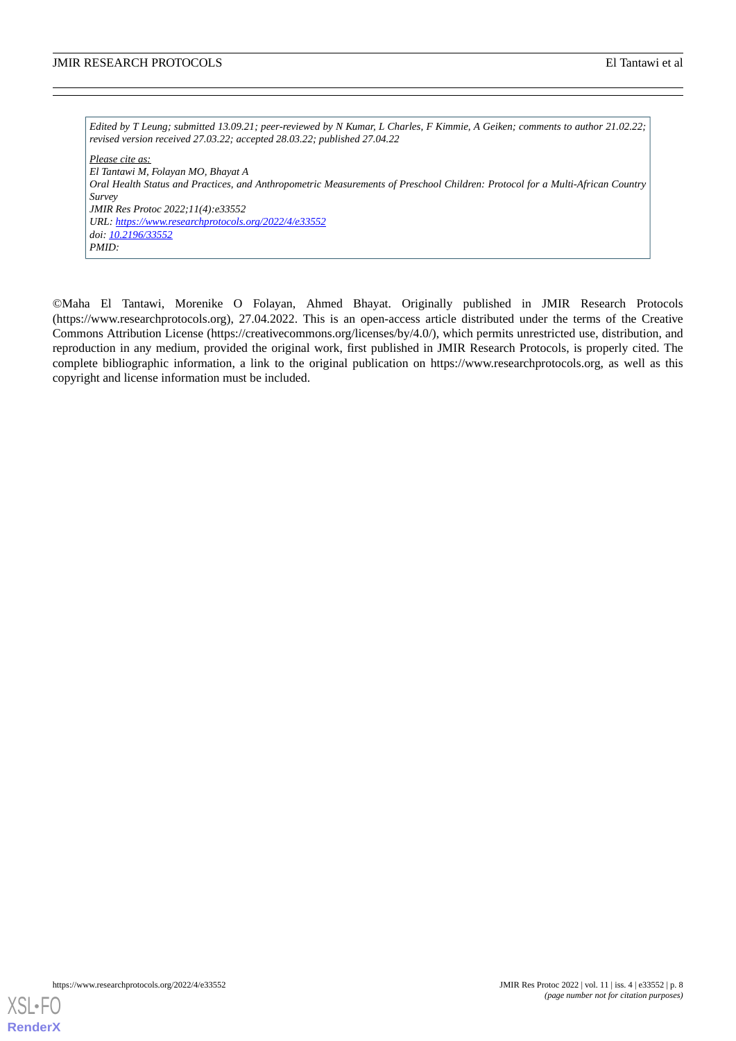*Edited by T Leung; submitted 13.09.21; peer-reviewed by N Kumar, L Charles, F Kimmie, A Geiken; comments to author 21.02.22; revised version received 27.03.22; accepted 28.03.22; published 27.04.22*

*Please cite as:*
*El Tantawi M, Folayan MO, Bhayat A*
*Oral Health Status and Practices, and Anthropometric Measurements of Preschool Children: Protocol for a Multi-African Country Survey*
*JMIR Res Protoc 2022;11(4):e33552*
*URL: https://www.researchprotocols.org/2022/4/e33552*
*doi: 10.2196/33552*
*PMID:*

©Maha El Tantawi, Morenike O Folayan, Ahmed Bhayat. Originally published in JMIR Research Protocols (https://www.researchprotocols.org), 27.04.2022. This is an open-access article distributed under the terms of the Creative Commons Attribution License (https://creativecommons.org/licenses/by/4.0/), which permits unrestricted use, distribution, and reproduction in any medium, provided the original work, first published in JMIR Research Protocols, is properly cited. The complete bibliographic information, a link to the original publication on https://www.researchprotocols.org, as well as this copyright and license information must be included.